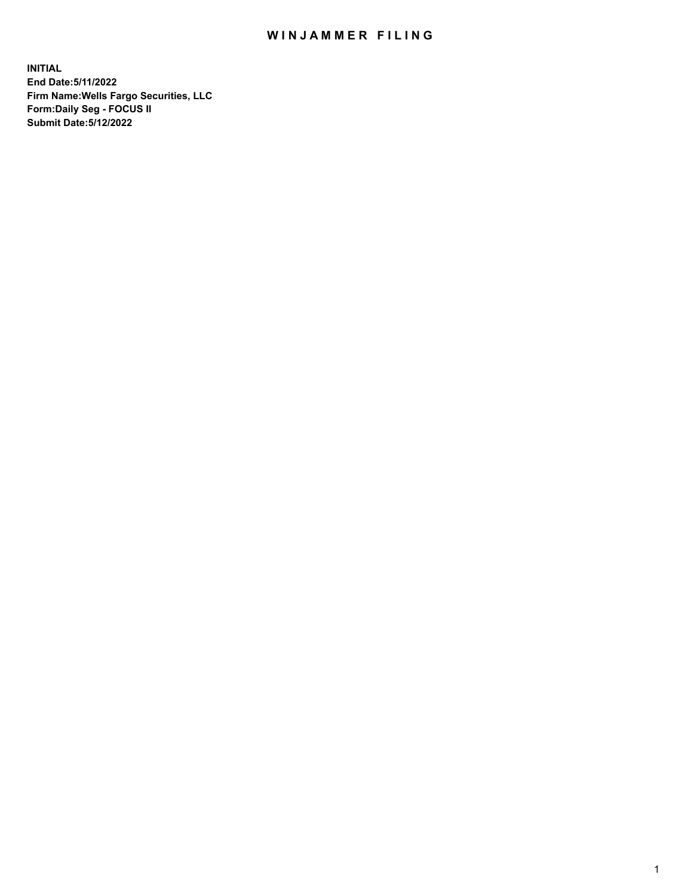# WINJAMMER FILING

**INITIAL**
**End Date:5/11/2022**
**Firm Name:Wells Fargo Securities, LLC**
**Form:Daily Seg - FOCUS II**
**Submit Date:5/12/2022**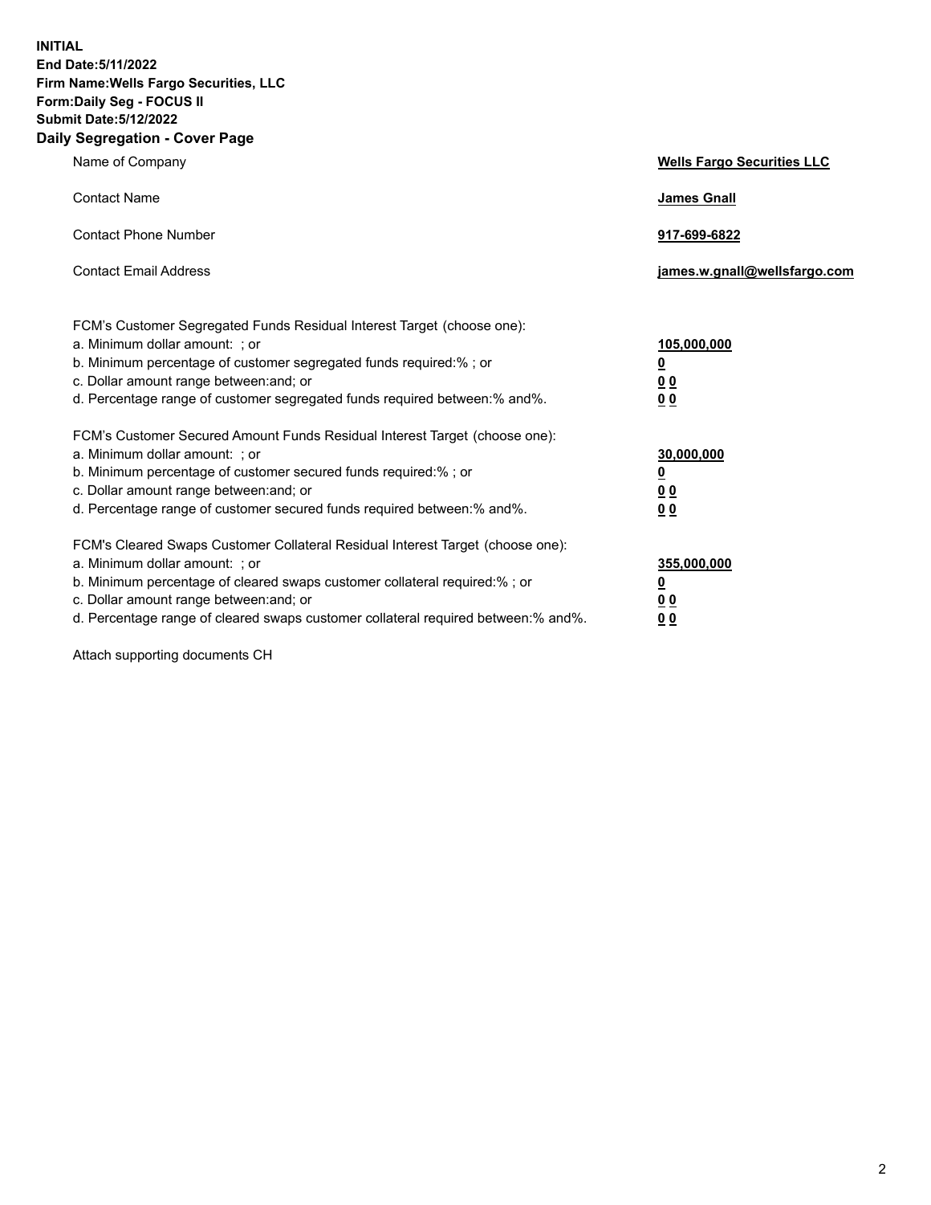**INITIAL**
**End Date:5/11/2022**
**Firm Name:Wells Fargo Securities, LLC**
**Form:Daily Seg - FOCUS II**
**Submit Date:5/12/2022**

## Daily Segregation - Cover Page

| | |
|---|---|
| Name of Company | **Wells Fargo Securities LLC** |
| Contact Name | **James Gnall** |
| Contact Phone Number | **917-699-6822** |
| Contact Email Address | **james.w.gnall@wellsfargo.com** |

| | |
|---|---|
| FCM's Customer Segregated Funds Residual Interest Target (choose one): | |
| a. Minimum dollar amount: ; or | **105,000,000** |
| b. Minimum percentage of customer segregated funds required:% ; or | **0** |
| c. Dollar amount range between:and; or | **0 0** |
| d. Percentage range of customer segregated funds required between:% and%. | **0 0** |
| FCM's Customer Secured Amount Funds Residual Interest Target (choose one): | |
| a. Minimum dollar amount: ; or | **30,000,000** |
| b. Minimum percentage of customer secured funds required:% ; or | **0** |
| c. Dollar amount range between:and; or | **0 0** |
| d. Percentage range of customer secured funds required between:% and%. | **0 0** |
| FCM's Cleared Swaps Customer Collateral Residual Interest Target (choose one): | |
| a. Minimum dollar amount: ; or | **355,000,000** |
| b. Minimum percentage of cleared swaps customer collateral required:% ; or | **0** |
| c. Dollar amount range between:and; or | **0 0** |
| d. Percentage range of cleared swaps customer collateral required between:% and%. | **0 0** |

Attach supporting documents CH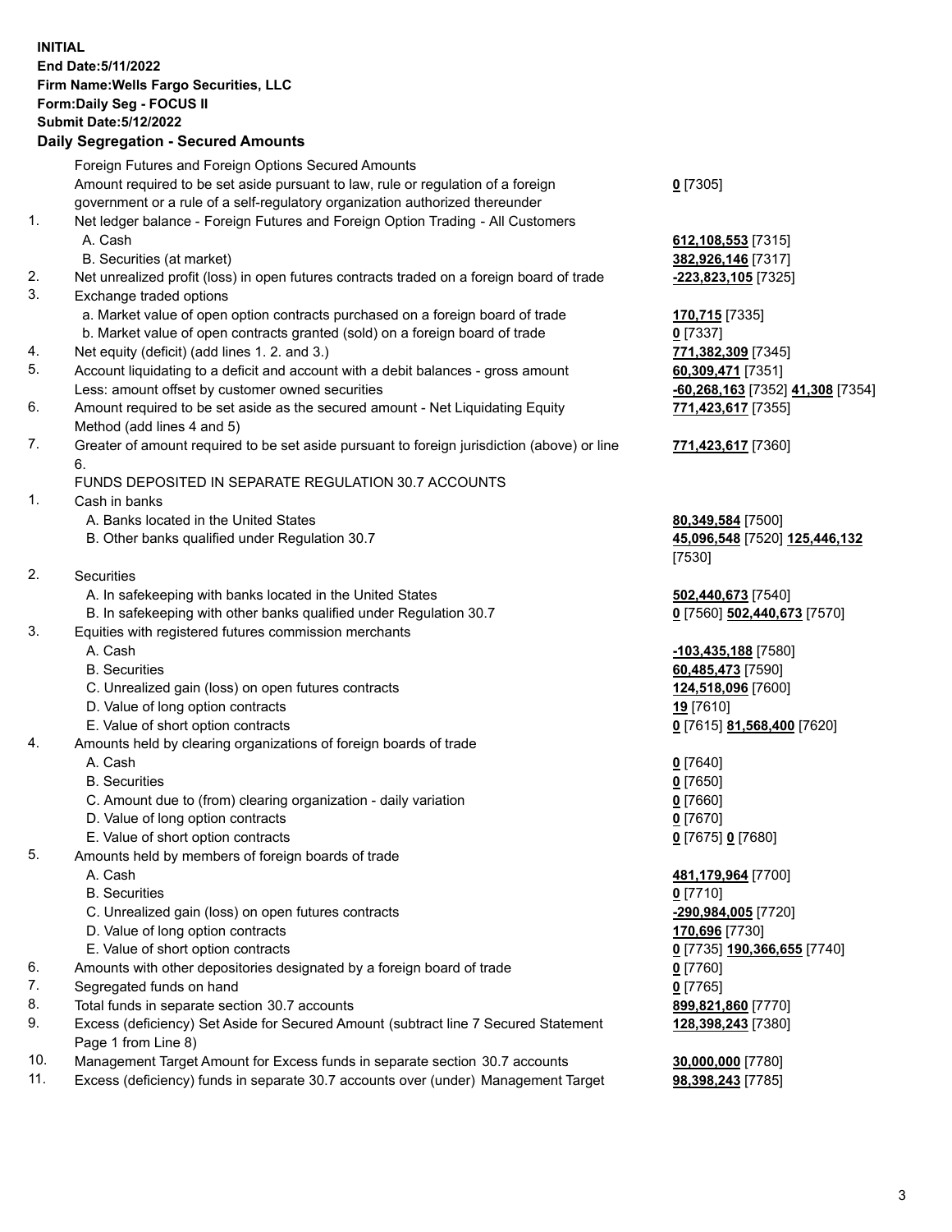**INITIAL**
**End Date:5/11/2022**
**Firm Name:Wells Fargo Securities, LLC**
**Form:Daily Seg - FOCUS II**
**Submit Date:5/12/2022**

## Daily Segregation - Secured Amounts

| | | |
|---|---|---|
| | Foreign Futures and Foreign Options Secured Amounts | |
| | Amount required to be set aside pursuant to law, rule or regulation of a foreign government or a rule of a self-regulatory organization authorized thereunder | **0** [7305] |
| 1. | Net ledger balance - Foreign Futures and Foreign Option Trading - All Customers | |
| | A. Cash | **612,108,553** [7315] |
| | B. Securities (at market) | **382,926,146** [7317] |
| 2. | Net unrealized profit (loss) in open futures contracts traded on a foreign board of trade | **-223,823,105** [7325] |
| 3. | Exchange traded options | |
| | a. Market value of open option contracts purchased on a foreign board of trade | **170,715** [7335] |
| | b. Market value of open contracts granted (sold) on a foreign board of trade | **0** [7337] |
| 4. | Net equity (deficit) (add lines 1. 2. and 3.) | **771,382,309** [7345] |
| 5. | Account liquidating to a deficit and account with a debit balances - gross amount | **60,309,471** [7351] |
| | Less: amount offset by customer owned securities | **-60,268,163** [7352] **41,308** [7354] |
| 6. | Amount required to be set aside as the secured amount - Net Liquidating Equity Method (add lines 4 and 5) | **771,423,617** [7355] |
| 7. | Greater of amount required to be set aside pursuant to foreign jurisdiction (above) or line 6. | **771,423,617** [7360] |
| | FUNDS DEPOSITED IN SEPARATE REGULATION 30.7 ACCOUNTS | |
| 1. | Cash in banks | |
| | A. Banks located in the United States | **80,349,584** [7500] |
| | B. Other banks qualified under Regulation 30.7 | **45,096,548** [7520] **125,446,132** [7530] |
| 2. | Securities | |
| | A. In safekeeping with banks located in the United States | **502,440,673** [7540] |
| | B. In safekeeping with other banks qualified under Regulation 30.7 | **0** [7560] **502,440,673** [7570] |
| 3. | Equities with registered futures commission merchants | |
| | A. Cash | **-103,435,188** [7580] |
| | B. Securities | **60,485,473** [7590] |
| | C. Unrealized gain (loss) on open futures contracts | **124,518,096** [7600] |
| | D. Value of long option contracts | **19** [7610] |
| | E. Value of short option contracts | **0** [7615] **81,568,400** [7620] |
| 4. | Amounts held by clearing organizations of foreign boards of trade | |
| | A. Cash | **0** [7640] |
| | B. Securities | **0** [7650] |
| | C. Amount due to (from) clearing organization - daily variation | **0** [7660] |
| | D. Value of long option contracts | **0** [7670] |
| | E. Value of short option contracts | **0** [7675] **0** [7680] |
| 5. | Amounts held by members of foreign boards of trade | |
| | A. Cash | **481,179,964** [7700] |
| | B. Securities | **0** [7710] |
| | C. Unrealized gain (loss) on open futures contracts | **-290,984,005** [7720] |
| | D. Value of long option contracts | **170,696** [7730] |
| | E. Value of short option contracts | **0** [7735] **190,366,655** [7740] |
| 6. | Amounts with other depositories designated by a foreign board of trade | **0** [7760] |
| 7. | Segregated funds on hand | **0** [7765] |
| 8. | Total funds in separate section 30.7 accounts | **899,821,860** [7770] |
| 9. | Excess (deficiency) Set Aside for Secured Amount (subtract line 7 Secured Statement Page 1 from Line 8) | **128,398,243** [7380] |
| 10. | Management Target Amount for Excess funds in separate section 30.7 accounts | **30,000,000** [7780] |
| 11. | Excess (deficiency) funds in separate 30.7 accounts over (under) Management Target | **98,398,243** [7785] |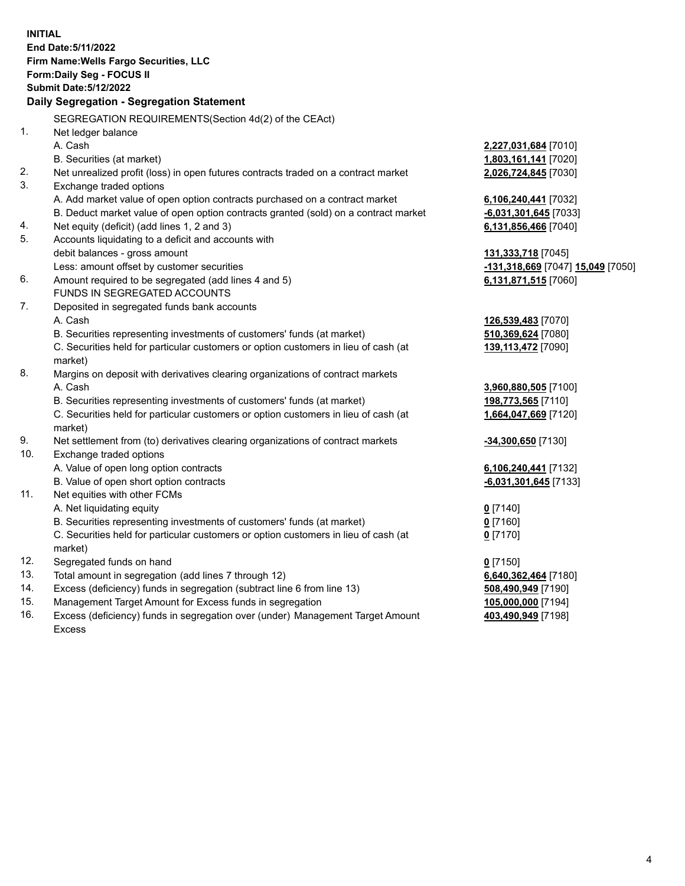**INITIAL**
**End Date:5/11/2022**
**Firm Name:Wells Fargo Securities, LLC**
**Form:Daily Seg - FOCUS II**
**Submit Date:5/12/2022**

## Daily Segregation - Segregation Statement

SEGREGATION REQUIREMENTS(Section 4d(2) of the CEAct)

| | | |
|---|---|---|
| 1. | Net ledger balance | |
| | A. Cash | **2,227,031,684** [7010] |
| | B. Securities (at market) | **1,803,161,141** [7020] |
| 2. | Net unrealized profit (loss) in open futures contracts traded on a contract market | **2,026,724,845** [7030] |
| 3. | Exchange traded options | |
| | A. Add market value of open option contracts purchased on a contract market | **6,106,240,441** [7032] |
| | B. Deduct market value of open option contracts granted (sold) on a contract market | **-6,031,301,645** [7033] |
| 4. | Net equity (deficit) (add lines 1, 2 and 3) | **6,131,856,466** [7040] |
| 5. | Accounts liquidating to a deficit and accounts with | |
| | debit balances - gross amount | **131,333,718** [7045] |
| | Less: amount offset by customer securities | **-131,318,669** [7047] **15,049** [7050] |
| 6. | Amount required to be segregated (add lines 4 and 5) | **6,131,871,515** [7060] |
| | FUNDS IN SEGREGATED ACCOUNTS | |
| 7. | Deposited in segregated funds bank accounts | |
| | A. Cash | **126,539,483** [7070] |
| | B. Securities representing investments of customers' funds (at market) | **510,369,624** [7080] |
| | C. Securities held for particular customers or option customers in lieu of cash (at market) | **139,113,472** [7090] |
| 8. | Margins on deposit with derivatives clearing organizations of contract markets | |
| | A. Cash | **3,960,880,505** [7100] |
| | B. Securities representing investments of customers' funds (at market) | **198,773,565** [7110] |
| | C. Securities held for particular customers or option customers in lieu of cash (at market) | **1,664,047,669** [7120] |
| 9. | Net settlement from (to) derivatives clearing organizations of contract markets | **-34,300,650** [7130] |
| 10. | Exchange traded options | |
| | A. Value of open long option contracts | **6,106,240,441** [7132] |
| | B. Value of open short option contracts | **-6,031,301,645** [7133] |
| 11. | Net equities with other FCMs | |
| | A. Net liquidating equity | **0** [7140] |
| | B. Securities representing investments of customers' funds (at market) | **0** [7160] |
| | C. Securities held for particular customers or option customers in lieu of cash (at market) | **0** [7170] |
| 12. | Segregated funds on hand | **0** [7150] |
| 13. | Total amount in segregation (add lines 7 through 12) | **6,640,362,464** [7180] |
| 14. | Excess (deficiency) funds in segregation (subtract line 6 from line 13) | **508,490,949** [7190] |
| 15. | Management Target Amount for Excess funds in segregation | **105,000,000** [7194] |
| 16. | Excess (deficiency) funds in segregation over (under) Management Target Amount Excess | **403,490,949** [7198] |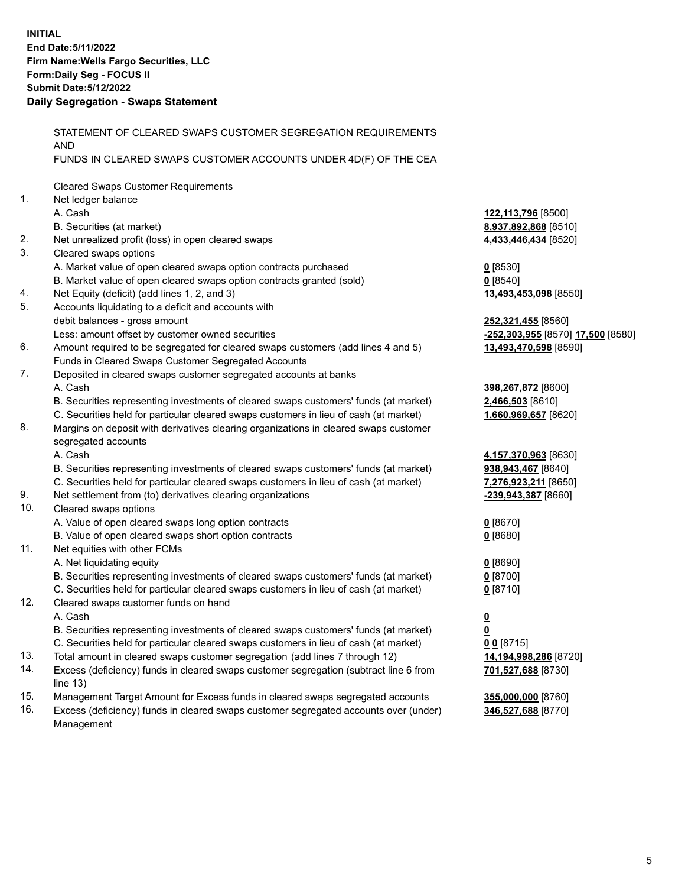**INITIAL**
**End Date:5/11/2022**
**Firm Name:Wells Fargo Securities, LLC**
**Form:Daily Seg - FOCUS II**
**Submit Date:5/12/2022**
**Daily Segregation - Swaps Statement**

STATEMENT OF CLEARED SWAPS CUSTOMER SEGREGATION REQUIREMENTS AND
FUNDS IN CLEARED SWAPS CUSTOMER ACCOUNTS UNDER 4D(F) OF THE CEA

| | | |
|---|---|---|
| | Cleared Swaps Customer Requirements | |
| 1. | Net ledger balance | |
| | A. Cash | **122,113,796** [8500] |
| | B. Securities (at market) | **8,937,892,868** [8510] |
| 2. | Net unrealized profit (loss) in open cleared swaps | **4,433,446,434** [8520] |
| 3. | Cleared swaps options | |
| | A. Market value of open cleared swaps option contracts purchased | **0** [8530] |
| | B. Market value of open cleared swaps option contracts granted (sold) | **0** [8540] |
| 4. | Net Equity (deficit) (add lines 1, 2, and 3) | **13,493,453,098** [8550] |
| 5. | Accounts liquidating to a deficit and accounts with debit balances - gross amount | **252,321,455** [8560] |
| | Less: amount offset by customer owned securities | **-252,303,955** [8570] **17,500** [8580] |
| 6. | Amount required to be segregated for cleared swaps customers (add lines 4 and 5) | **13,493,470,598** [8590] |
| | Funds in Cleared Swaps Customer Segregated Accounts | |
| 7. | Deposited in cleared swaps customer segregated accounts at banks | |
| | A. Cash | **398,267,872** [8600] |
| | B. Securities representing investments of cleared swaps customers' funds (at market) | **2,466,503** [8610] |
| | C. Securities held for particular cleared swaps customers in lieu of cash (at market) | **1,660,969,657** [8620] |
| 8. | Margins on deposit with derivatives clearing organizations in cleared swaps customer segregated accounts | |
| | A. Cash | **4,157,370,963** [8630] |
| | B. Securities representing investments of cleared swaps customers' funds (at market) | **938,943,467** [8640] |
| | C. Securities held for particular cleared swaps customers in lieu of cash (at market) | **7,276,923,211** [8650] |
| 9. | Net settlement from (to) derivatives clearing organizations | **-239,943,387** [8660] |
| 10. | Cleared swaps options | |
| | A. Value of open cleared swaps long option contracts | **0** [8670] |
| | B. Value of open cleared swaps short option contracts | **0** [8680] |
| 11. | Net equities with other FCMs | |
| | A. Net liquidating equity | **0** [8690] |
| | B. Securities representing investments of cleared swaps customers' funds (at market) | **0** [8700] |
| | C. Securities held for particular cleared swaps customers in lieu of cash (at market) | **0** [8710] |
| 12. | Cleared swaps customer funds on hand | |
| | A. Cash | **0** |
| | B. Securities representing investments of cleared swaps customers' funds (at market) | **0** |
| | C. Securities held for particular cleared swaps customers in lieu of cash (at market) | **0** **0** [8715] |
| 13. | Total amount in cleared swaps customer segregation (add lines 7 through 12) | **14,194,998,286** [8720] |
| 14. | Excess (deficiency) funds in cleared swaps customer segregation (subtract line 6 from line 13) | **701,527,688** [8730] |
| 15. | Management Target Amount for Excess funds in cleared swaps segregated accounts | **355,000,000** [8760] |
| 16. | Excess (deficiency) funds in cleared swaps customer segregated accounts over (under) Management | **346,527,688** [8770] |